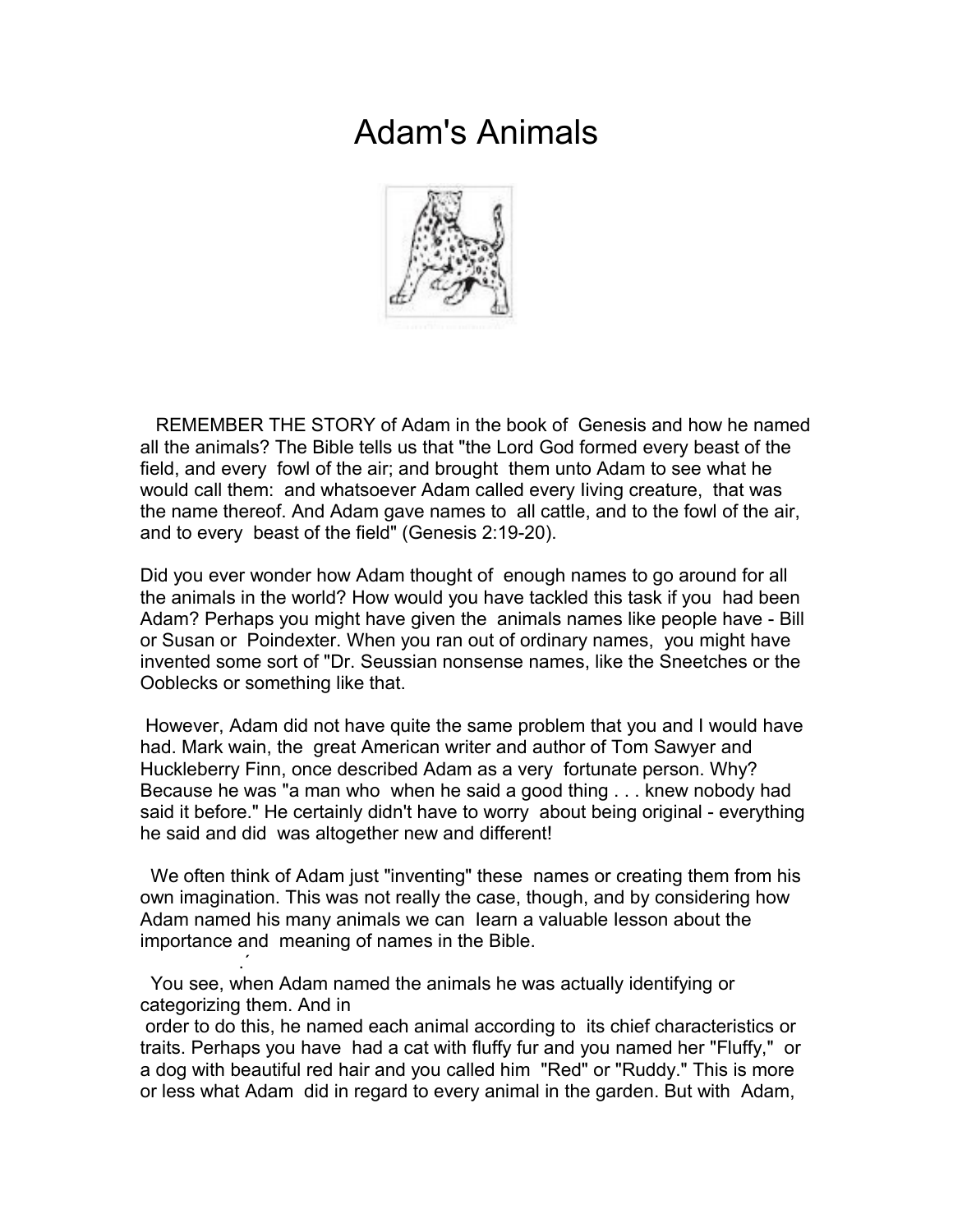# Adam's Animals

REMEMBER THE STORY of Adam in the book of Genesis and how he named all the animals? The Bible tells us that "the Lord God formed every beast of the field, and every fowl of the air; and brought them unto Adam to see what he would call them: and whatsoever Adam called every living creature, that was the name thereof. And Adam gave names to all cattle, and to the fowl of the air, and to every beast of the field" (Genesis 2:19-20).

Did you ever wonder how Adam thought of enough names to go around for all the animals in the world? How would you have tackled this task if you had been Adam? Perhaps you might have given the animals names like people have - Bill or Susan or Poindexter. When you ran out of ordinary names, you might have invented some sort of "Dr. Seussian nonsense names, like the Sneetches or the Ooblecks or something like that.

However, Adam did not have quite the same problem that you and I would have had. Mark wain, the great American writer and author of Tom Sawyer and Huckleberry Finn, once described Adam as a very fortunate person. Why? Because he was "a man who when he said a good thing . . . knew nobody had said it before." He certainly didn't have to worry about being original - everything he said and did was altogether new and different!

We often think of Adam just "inventing" these names or creating them from his own imagination. This was not really the case, though, and by considering how Adam named his many animals we can learn a valuable lesson about the importance and meaning of names in the Bible.

You see, when Adam named the animals he was actually identifying or categorizing them. And in order to do this, he named each animal according to its chief characteristics or traits. Perhaps you have had a cat with fluffy fur and you named her "Fluffy," or a dog with beautiful red hair and you called him "Red" or "Ruddy." This is more or less what Adam did in regard to every animal in the garden. But with Adam,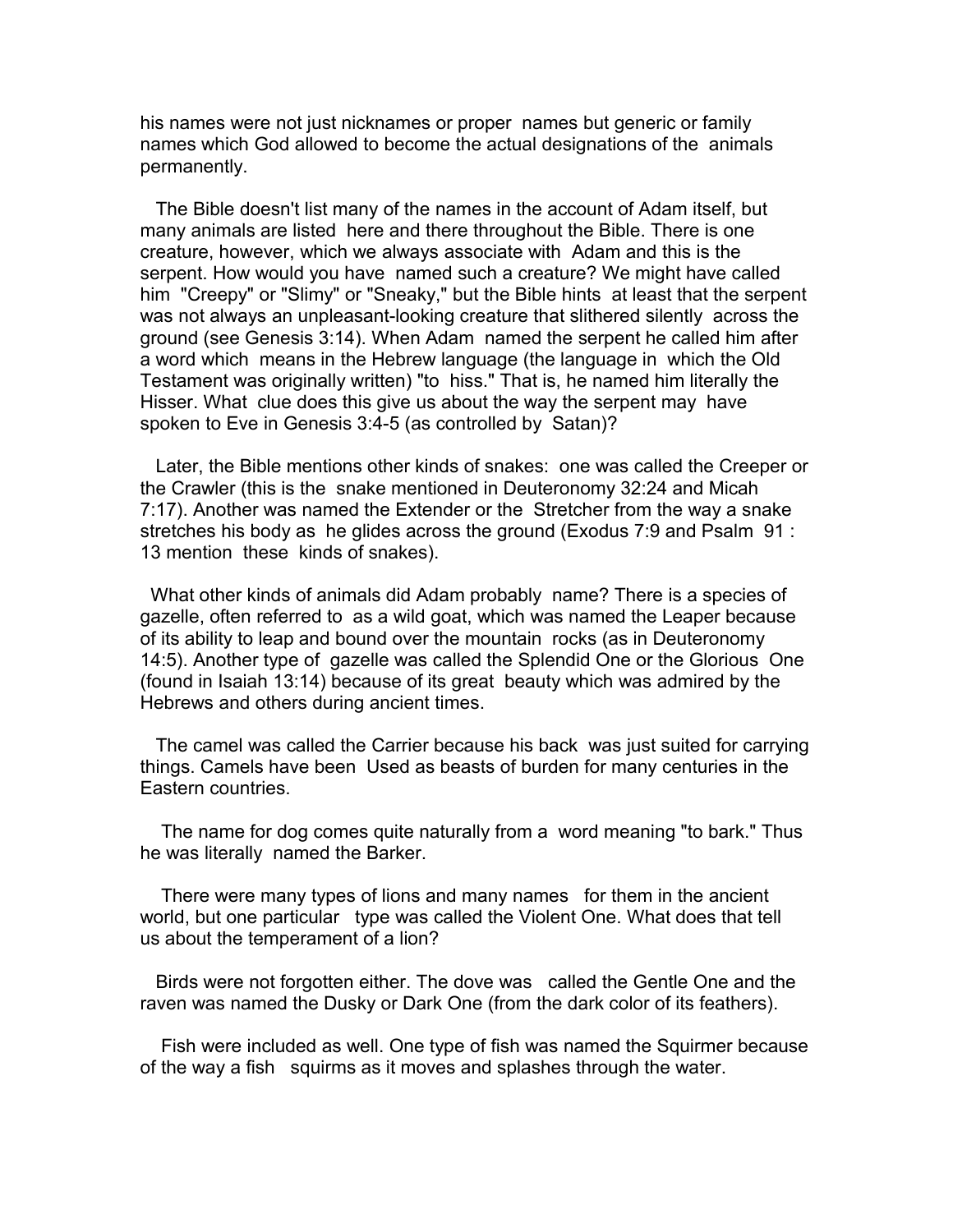his names were not just nicknames or proper names but generic or family names which God allowed to become the actual designations of the animals permanently.

The Bible doesn't list many of the names in the account of Adam itself, but many animals are listed here and there throughout the Bible. There is one creature, however, which we always associate with Adam and this is the serpent. How would you have named such a creature? We might have called him "Creepy" or "Slimy" or "Sneaky," but the Bible hints at least that the serpent was not always an unpleasant-looking creature that slithered silently across the ground (see Genesis 3:14). When Adam named the serpent he called him after a word which means in the Hebrew language (the language in which the Old Testament was originally written) "to hiss." That is, he named him literally the Hisser. What clue does this give us about the way the serpent may have spoken to Eve in Genesis 3:4-5 (as controlled by Satan)?

Later, the Bible mentions other kinds of snakes: one was called the Creeper or the Crawler (this is the snake mentioned in Deuteronomy 32:24 and Micah 7:17). Another was named the Extender or the Stretcher from the way a snake stretches his body as he glides across the ground (Exodus 7:9 and Psalm 91 : 13 mention these kinds of snakes).

What other kinds of animals did Adam probably name? There is a species of gazelle, often referred to as a wild goat, which was named the Leaper because of its ability to leap and bound over the mountain rocks (as in Deuteronomy 14:5). Another type of gazelle was called the Splendid One or the Glorious One (found in Isaiah 13:14) because of its great beauty which was admired by the Hebrews and others during ancient times.

The camel was called the Carrier because his back was just suited for carrying things. Camels have been Used as beasts of burden for many centuries in the Eastern countries.

The name for dog comes quite naturally from a word meaning "to bark." Thus he was literally named the Barker.

There were many types of lions and many names for them in the ancient world, but one particular type was called the Violent One. What does that tell us about the temperament of a lion?

Birds were not forgotten either. The dove was called the Gentle One and the raven was named the Dusky or Dark One (from the dark color of its feathers).

Fish were included as well. One type of fish was named the Squirmer because of the way a fish squirms as it moves and splashes through the water.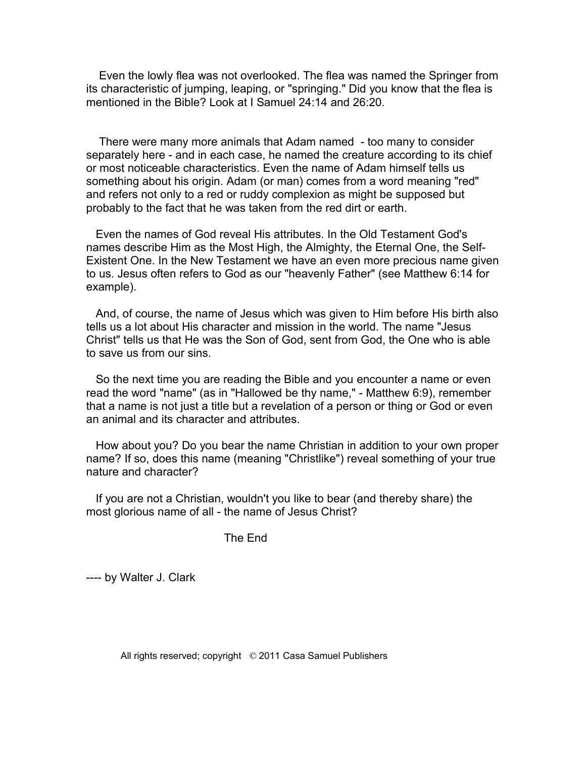Even the lowly flea was not overlooked. The flea was named the Springer from its characteristic of jumping, leaping, or "springing." Did you know that the flea is mentioned in the Bible? Look at I Samuel 24:14 and 26:20.

There were many more animals that Adam named - too many to consider separately here - and in each case, he named the creature according to its chief or most noticeable characteristics. Even the name of Adam himself tells us something about his origin. Adam (or man) comes from a word meaning "red" and refers not only to a red or ruddy complexion as might be supposed but probably to the fact that he was taken from the red dirt or earth.

Even the names of God reveal His attributes. In the Old Testament God's names describe Him as the Most High, the Almighty, the Eternal One, the Self-Existent One. In the New Testament we have an even more precious name given to us. Jesus often refers to God as our "heavenly Father" (see Matthew 6:14 for example).

And, of course, the name of Jesus which was given to Him before His birth also tells us a lot about His character and mission in the world. The name "Jesus Christ" tells us that He was the Son of God, sent from God, the One who is able to save us from our sins.

So the next time you are reading the Bible and you encounter a name or even read the word "name" (as in "Hallowed be thy name," - Matthew 6:9), remember that a name is not just a title but a revelation of a person or thing or God or even an animal and its character and attributes.

How about you? Do you bear the name Christian in addition to your own proper name? If so, does this name (meaning "Christlike") reveal something of your true nature and character?

If you are not a Christian, wouldn't you like to bear (and thereby share) the most glorious name of all - the name of Jesus Christ?

The End

---- by Walter J. Clark

All rights reserved; copyright © 2011 Casa Samuel Publishers